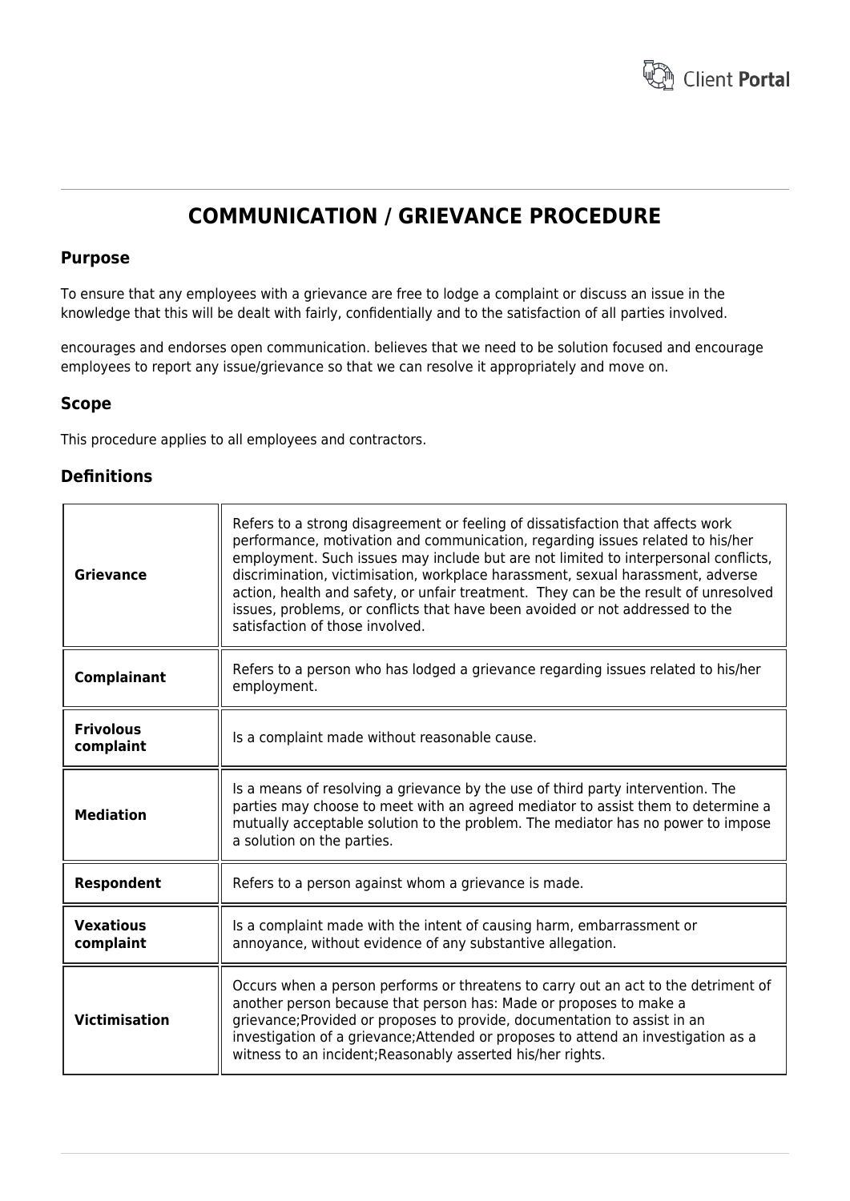# COMMUNICATION / GRIEVANCE PROCEDURE

## Purpose

To ensure that any employees with a grievance are free to lodge a complaint or discuss an issue in the knowledge that this will be dealt with fairly, confidentially and to the satisfaction of all parties involved.

encourages and endorses open communication. believes that we need to be solution focused and encourage employees to report any issue/grievance so that we can resolve it appropriately and move on.

## Scope

This procedure applies to all employees and contractors.

## Definitions

| | |
|---|---|
| **Grievance** | Refers to a strong disagreement or feeling of dissatisfaction that affects work performance, motivation and communication, regarding issues related to his/her employment. Such issues may include but are not limited to interpersonal conflicts, discrimination, victimisation, workplace harassment, sexual harassment, adverse action, health and safety, or unfair treatment. They can be the result of unresolved issues, problems, or conflicts that have been avoided or not addressed to the satisfaction of those involved. |
| **Complainant** | Refers to a person who has lodged a grievance regarding issues related to his/her employment. |
| **Frivolous complaint** | Is a complaint made without reasonable cause. |
| **Mediation** | Is a means of resolving a grievance by the use of third party intervention. The parties may choose to meet with an agreed mediator to assist them to determine a mutually acceptable solution to the problem. The mediator has no power to impose a solution on the parties. |
| **Respondent** | Refers to a person against whom a grievance is made. |
| **Vexatious complaint** | Is a complaint made with the intent of causing harm, embarrassment or annoyance, without evidence of any substantive allegation. |
| **Victimisation** | Occurs when a person performs or threatens to carry out an act to the detriment of another person because that person has: Made or proposes to make a grievance;Provided or proposes to provide, documentation to assist in an investigation of a grievance;Attended or proposes to attend an investigation as a witness to an incident;Reasonably asserted his/her rights. |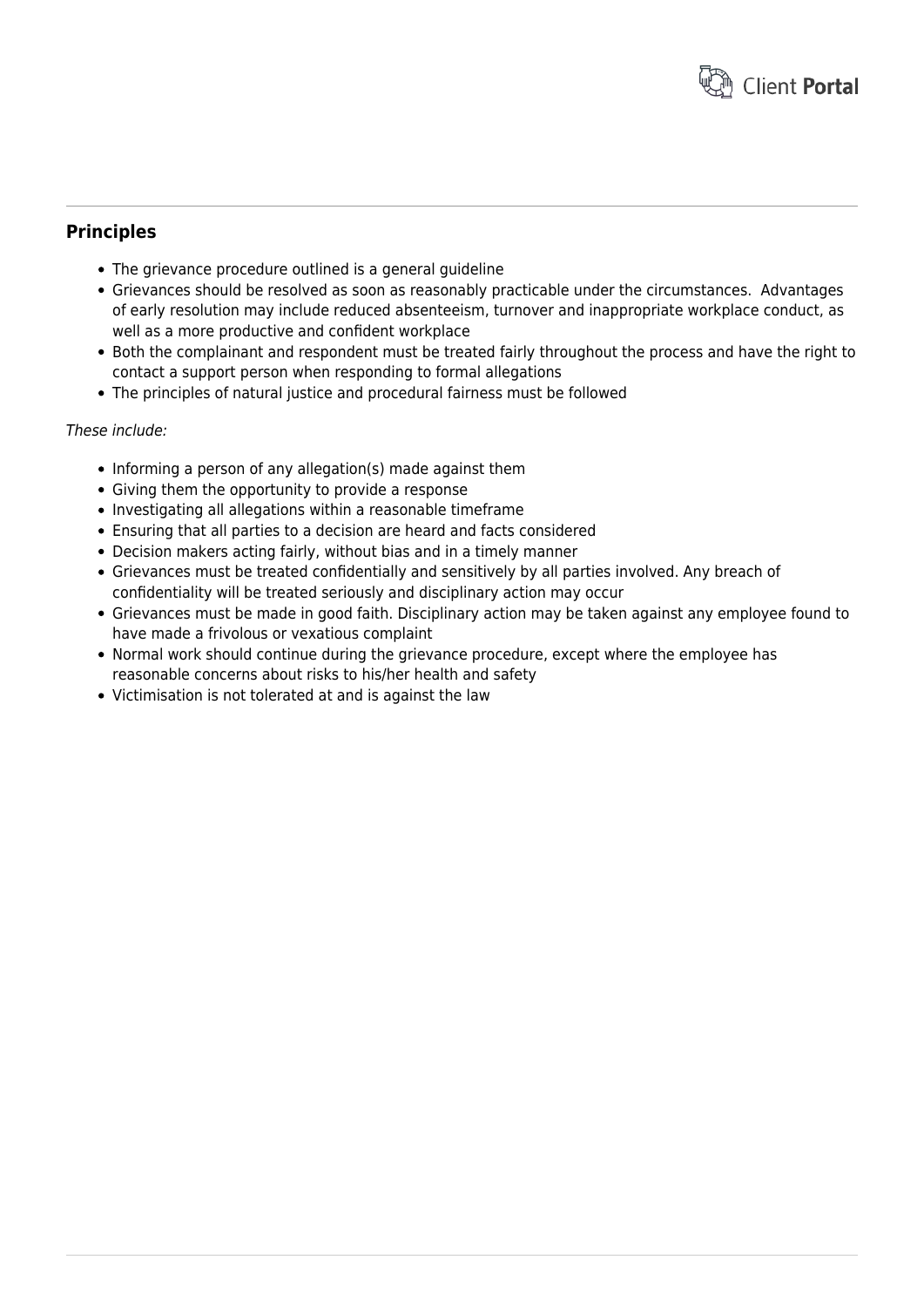## Principles

- The grievance procedure outlined is a general guideline
- Grievances should be resolved as soon as reasonably practicable under the circumstances.  Advantages of early resolution may include reduced absenteeism, turnover and inappropriate workplace conduct, as well as a more productive and confident workplace
- Both the complainant and respondent must be treated fairly throughout the process and have the right to contact a support person when responding to formal allegations
- The principles of natural justice and procedural fairness must be followed

*These include:*

- Informing a person of any allegation(s) made against them
- Giving them the opportunity to provide a response
- Investigating all allegations within a reasonable timeframe
- Ensuring that all parties to a decision are heard and facts considered
- Decision makers acting fairly, without bias and in a timely manner
- Grievances must be treated confidentially and sensitively by all parties involved. Any breach of confidentiality will be treated seriously and disciplinary action may occur
- Grievances must be made in good faith. Disciplinary action may be taken against any employee found to have made a frivolous or vexatious complaint
- Normal work should continue during the grievance procedure, except where the employee has reasonable concerns about risks to his/her health and safety
- Victimisation is not tolerated at and is against the law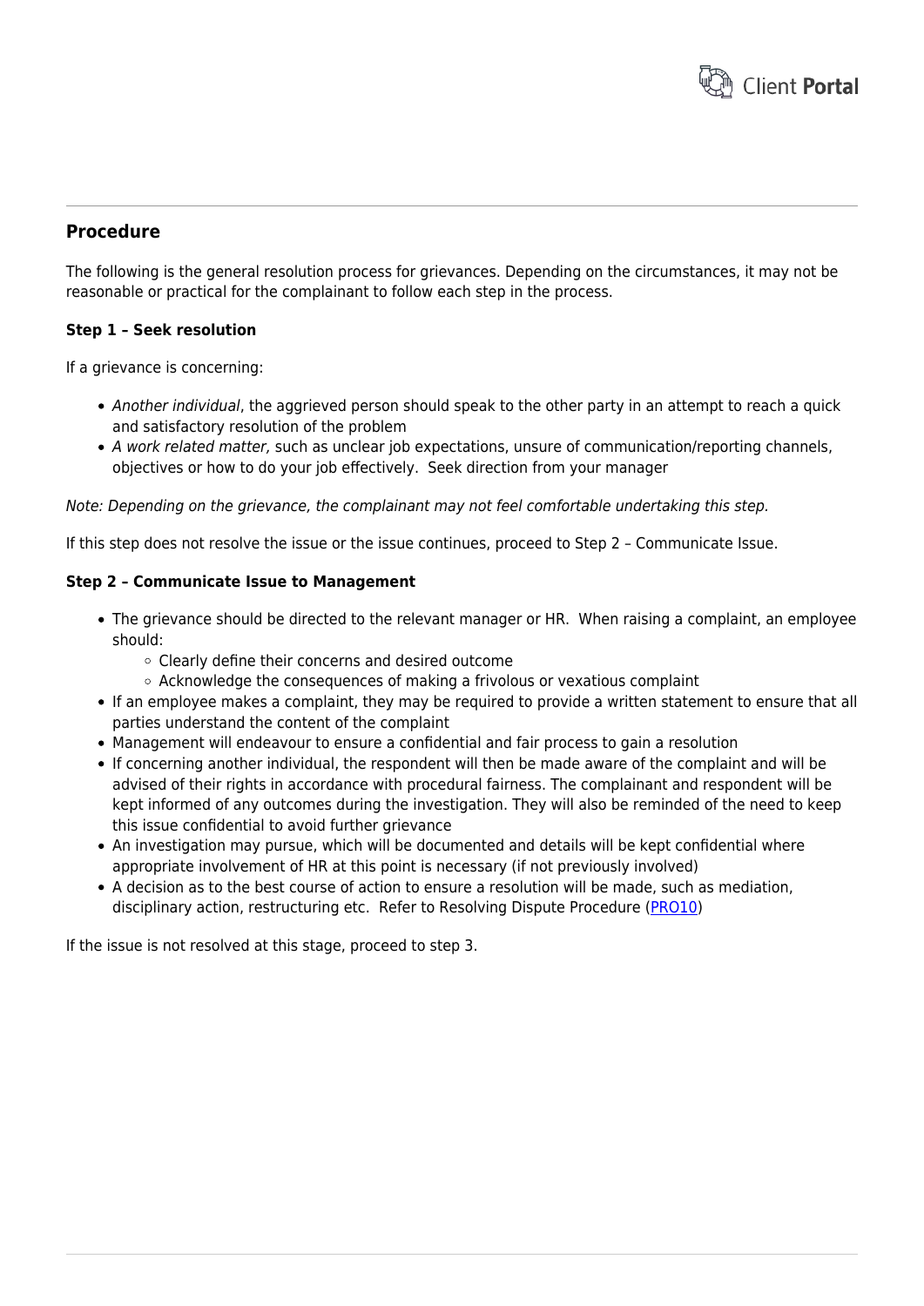## Procedure

The following is the general resolution process for grievances. Depending on the circumstances, it may not be reasonable or practical for the complainant to follow each step in the process.

**Step 1 – Seek resolution**

If a grievance is concerning:

- *Another individual*, the aggrieved person should speak to the other party in an attempt to reach a quick and satisfactory resolution of the problem
- *A work related matter,* such as unclear job expectations, unsure of communication/reporting channels, objectives or how to do your job effectively. Seek direction from your manager

*Note: Depending on the grievance, the complainant may not feel comfortable undertaking this step.*

If this step does not resolve the issue or the issue continues, proceed to Step 2 – Communicate Issue.

**Step 2 – Communicate Issue to Management**

- The grievance should be directed to the relevant manager or HR. When raising a complaint, an employee should:
  - Clearly define their concerns and desired outcome
  - Acknowledge the consequences of making a frivolous or vexatious complaint
- If an employee makes a complaint, they may be required to provide a written statement to ensure that all parties understand the content of the complaint
- Management will endeavour to ensure a confidential and fair process to gain a resolution
- If concerning another individual, the respondent will then be made aware of the complaint and will be advised of their rights in accordance with procedural fairness. The complainant and respondent will be kept informed of any outcomes during the investigation. They will also be reminded of the need to keep this issue confidential to avoid further grievance
- An investigation may pursue, which will be documented and details will be kept confidential where appropriate involvement of HR at this point is necessary (if not previously involved)
- A decision as to the best course of action to ensure a resolution will be made, such as mediation, disciplinary action, restructuring etc. Refer to Resolving Dispute Procedure (PRO10)

If the issue is not resolved at this stage, proceed to step 3.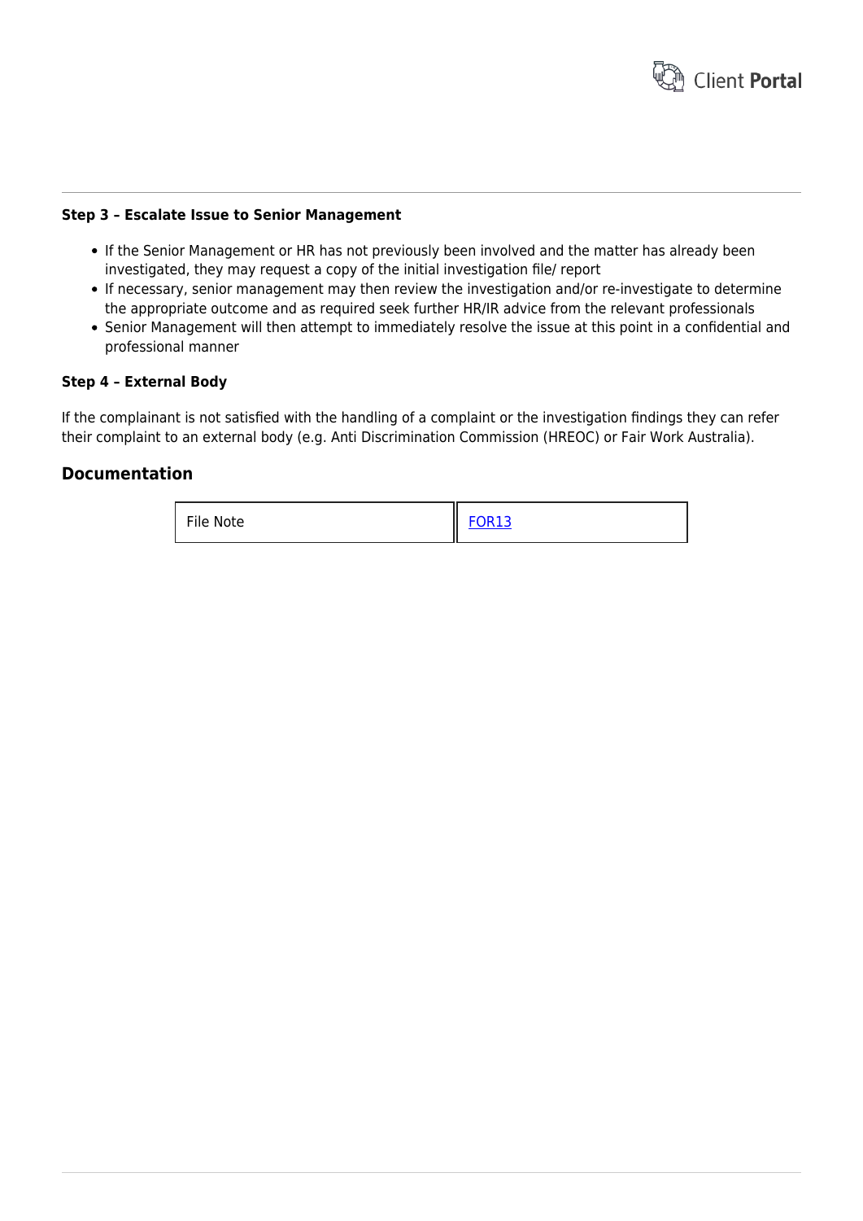**Step 3 – Escalate Issue to Senior Management**

- If the Senior Management or HR has not previously been involved and the matter has already been investigated, they may request a copy of the initial investigation file/ report
- If necessary, senior management may then review the investigation and/or re-investigate to determine the appropriate outcome and as required seek further HR/IR advice from the relevant professionals
- Senior Management will then attempt to immediately resolve the issue at this point in a confidential and professional manner

**Step 4 – External Body**

If the complainant is not satisfied with the handling of a complaint or the investigation findings they can refer their complaint to an external body (e.g. Anti Discrimination Commission (HREOC) or Fair Work Australia).

## Documentation

| | |
|---|---|
| File Note | FOR13 |